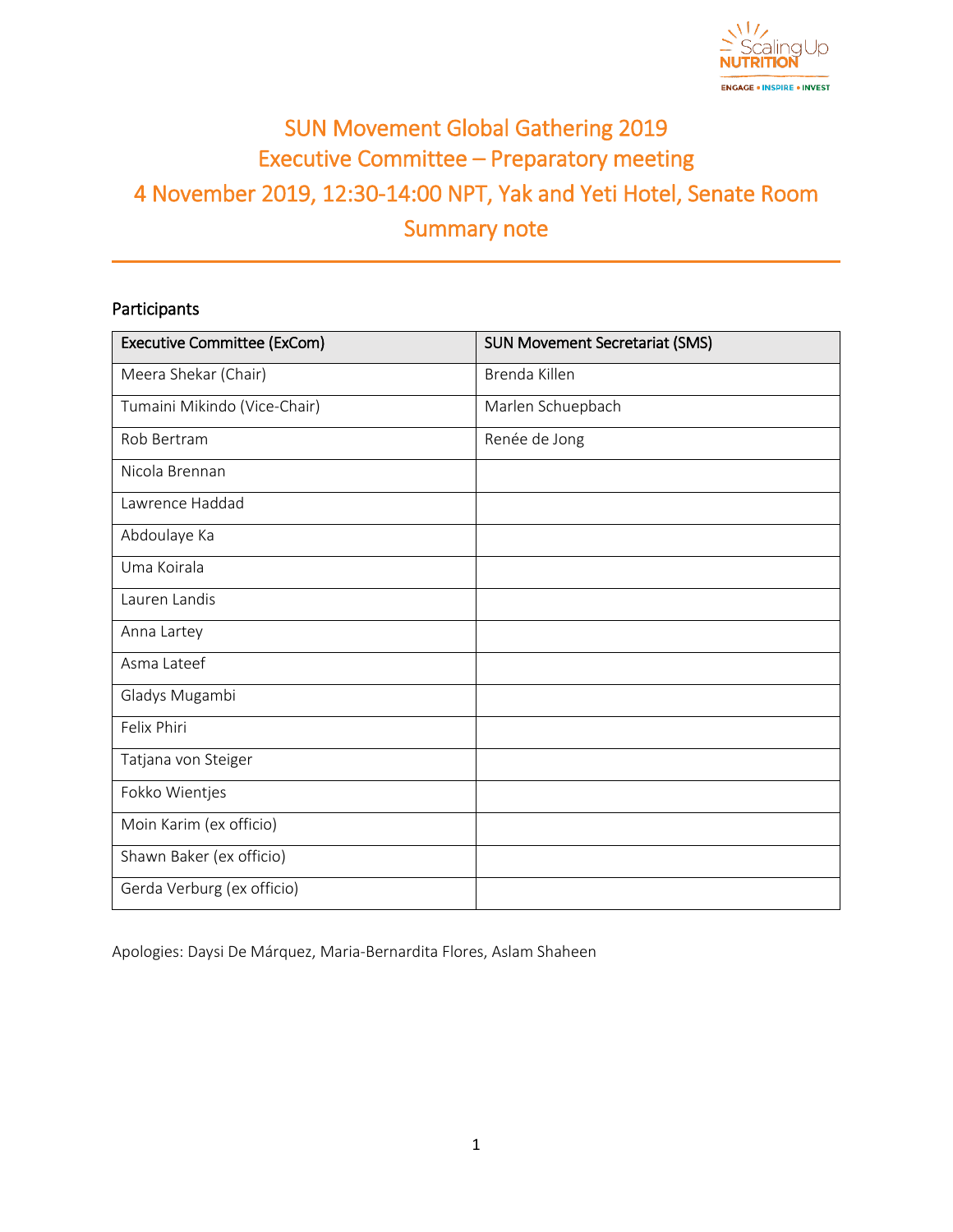# SUN Movement Global Gathering 2019
# Executive Committee – Preparatory meeting
# 4 November 2019, 12:30-14:00 NPT, Yak and Yeti Hotel, Senate Room
# Summary note

## Participants

| Executive Committee (ExCom) | SUN Movement Secretariat (SMS) |
|---|---|
| Meera Shekar (Chair) | Brenda Killen |
| Tumaini Mikindo (Vice-Chair) | Marlen Schuepbach |
| Rob Bertram | Renée de Jong |
| Nicola Brennan | |
| Lawrence Haddad | |
| Abdoulaye Ka | |
| Uma Koirala | |
| Lauren Landis | |
| Anna Lartey | |
| Asma Lateef | |
| Gladys Mugambi | |
| Felix Phiri | |
| Tatjana von Steiger | |
| Fokko Wientjes | |
| Moin Karim (ex officio) | |
| Shawn Baker (ex officio) | |
| Gerda Verburg (ex officio) | |

Apologies: Daysi De Márquez, Maria-Bernardita Flores, Aslam Shaheen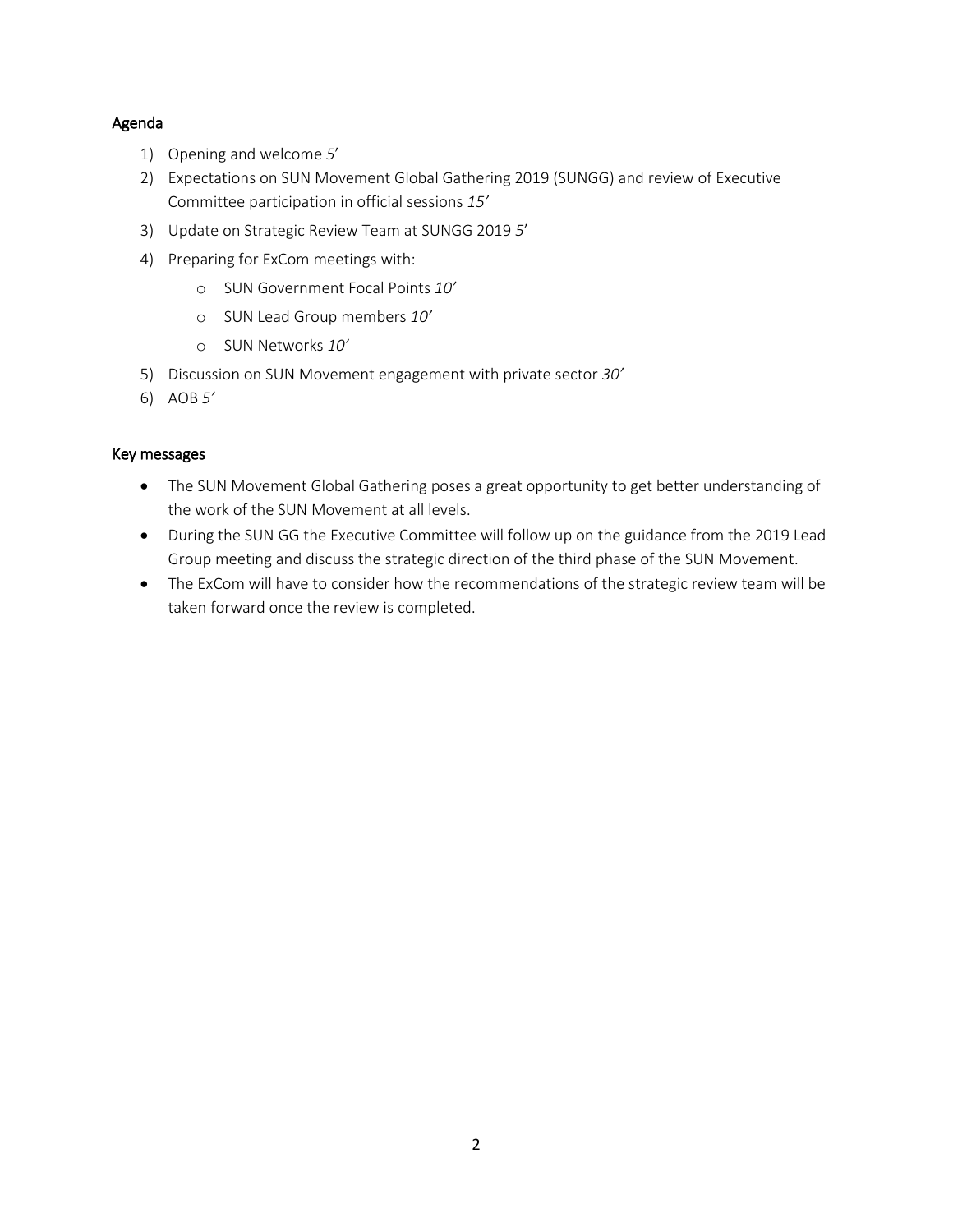## Agenda

1) Opening and welcome *5'*
2) Expectations on SUN Movement Global Gathering 2019 (SUNGG) and review of Executive Committee participation in official sessions *15'*
3) Update on Strategic Review Team at SUNGG 2019 *5'*
4) Preparing for ExCom meetings with:
    - SUN Government Focal Points *10'*
    - SUN Lead Group members *10'*
    - SUN Networks *10'*
5) Discussion on SUN Movement engagement with private sector *30'*
6) AOB *5'*

## Key messages

- The SUN Movement Global Gathering poses a great opportunity to get better understanding of the work of the SUN Movement at all levels.
- During the SUN GG the Executive Committee will follow up on the guidance from the 2019 Lead Group meeting and discuss the strategic direction of the third phase of the SUN Movement.
- The ExCom will have to consider how the recommendations of the strategic review team will be taken forward once the review is completed.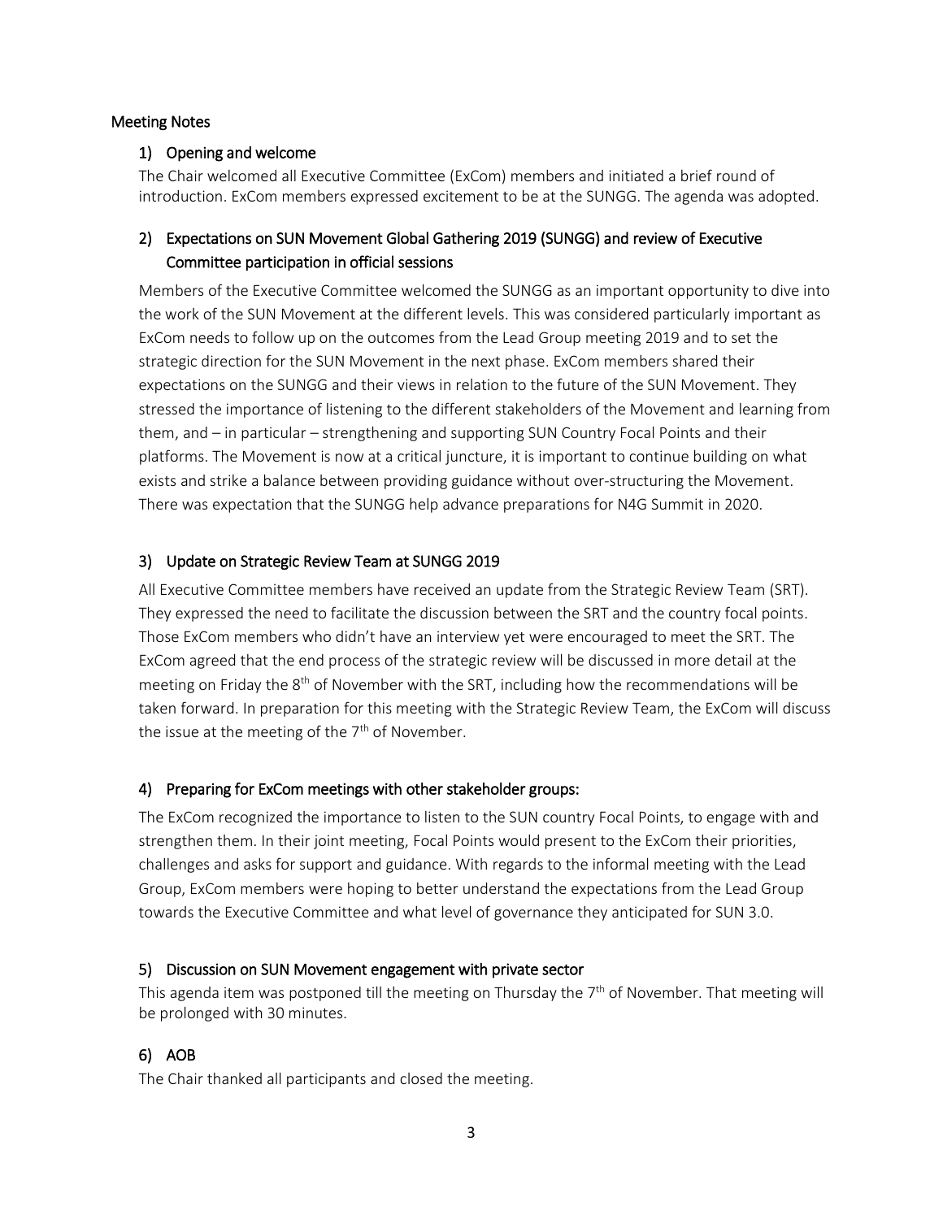## Meeting Notes

### 1) Opening and welcome

The Chair welcomed all Executive Committee (ExCom) members and initiated a brief round of introduction. ExCom members expressed excitement to be at the SUNGG. The agenda was adopted.

### 2) Expectations on SUN Movement Global Gathering 2019 (SUNGG) and review of Executive Committee participation in official sessions

Members of the Executive Committee welcomed the SUNGG as an important opportunity to dive into the work of the SUN Movement at the different levels. This was considered particularly important as ExCom needs to follow up on the outcomes from the Lead Group meeting 2019 and to set the strategic direction for the SUN Movement in the next phase. ExCom members shared their expectations on the SUNGG and their views in relation to the future of the SUN Movement. They stressed the importance of listening to the different stakeholders of the Movement and learning from them, and – in particular – strengthening and supporting SUN Country Focal Points and their platforms. The Movement is now at a critical juncture, it is important to continue building on what exists and strike a balance between providing guidance without over-structuring the Movement. There was expectation that the SUNGG help advance preparations for N4G Summit in 2020.

### 3) Update on Strategic Review Team at SUNGG 2019

All Executive Committee members have received an update from the Strategic Review Team (SRT). They expressed the need to facilitate the discussion between the SRT and the country focal points. Those ExCom members who didn't have an interview yet were encouraged to meet the SRT. The ExCom agreed that the end process of the strategic review will be discussed in more detail at the meeting on Friday the 8th of November with the SRT, including how the recommendations will be taken forward. In preparation for this meeting with the Strategic Review Team, the ExCom will discuss the issue at the meeting of the 7th of November.

### 4) Preparing for ExCom meetings with other stakeholder groups:

The ExCom recognized the importance to listen to the SUN country Focal Points, to engage with and strengthen them. In their joint meeting, Focal Points would present to the ExCom their priorities, challenges and asks for support and guidance. With regards to the informal meeting with the Lead Group, ExCom members were hoping to better understand the expectations from the Lead Group towards the Executive Committee and what level of governance they anticipated for SUN 3.0.

### 5) Discussion on SUN Movement engagement with private sector

This agenda item was postponed till the meeting on Thursday the 7th of November. That meeting will be prolonged with 30 minutes.

### 6) AOB

The Chair thanked all participants and closed the meeting.